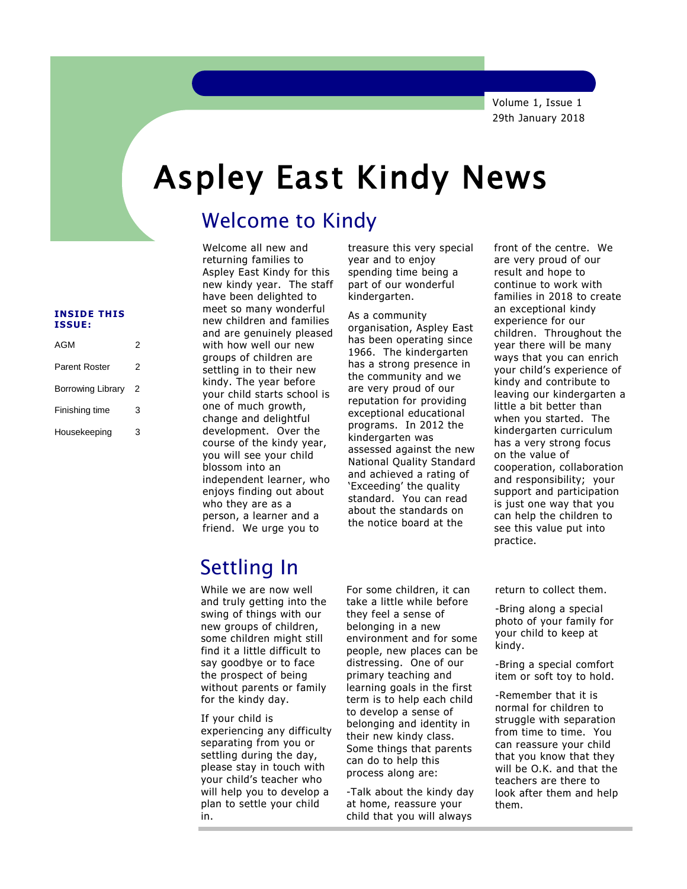Volume 1, Issue 1
29th January 2018

# Aspley East Kindy News

**INSIDE THIS ISSUE:**

| | |
|---|---|
| AGM | 2 |
| Parent Roster | 2 |
| Borrowing Library | 2 |
| Finishing time | 3 |
| Housekeeping | 3 |

## Welcome to Kindy

Welcome all new and returning families to Aspley East Kindy for this new kindy year. The staff have been delighted to meet so many wonderful new children and families and are genuinely pleased with how well our new groups of children are settling in to their new kindy. The year before your child starts school is one of much growth, change and delightful development. Over the course of the kindy year, you will see your child blossom into an independent learner, who enjoys finding out about who they are as a person, a learner and a friend. We urge you to treasure this very special year and to enjoy spending time being a part of our wonderful kindergarten.

As a community organisation, Aspley East has been operating since 1966. The kindergarten has a strong presence in the community and we are very proud of our reputation for providing exceptional educational programs. In 2012 the kindergarten was assessed against the new National Quality Standard and achieved a rating of 'Exceeding' the quality standard. You can read about the standards on the notice board at the front of the centre. We are very proud of our result and hope to continue to work with families in 2018 to create an exceptional kindy experience for our children. Throughout the year there will be many ways that you can enrich your child's experience of kindy and contribute to leaving our kindergarten a little a bit better than when you started. The kindergarten curriculum has a very strong focus on the value of cooperation, collaboration and responsibility; your support and participation is just one way that you can help the children to see this value put into practice.

## Settling In

While we are now well and truly getting into the swing of things with our new groups of children, some children might still find it a little difficult to say goodbye or to face the prospect of being without parents or family for the kindy day.

If your child is experiencing any difficulty separating from you or settling during the day, please stay in touch with your child's teacher who will help you to develop a plan to settle your child in.

For some children, it can take a little while before they feel a sense of belonging in a new environment and for some people, new places can be distressing. One of our primary teaching and learning goals in the first term is to help each child to develop a sense of belonging and identity in their new kindy class. Some things that parents can do to help this process along are:

-Talk about the kindy day at home, reassure your child that you will always return to collect them.

-Bring along a special photo of your family for your child to keep at kindy.

-Bring a special comfort item or soft toy to hold.

-Remember that it is normal for children to struggle with separation from time to time. You can reassure your child that you know that they will be O.K. and that the teachers are there to look after them and help them.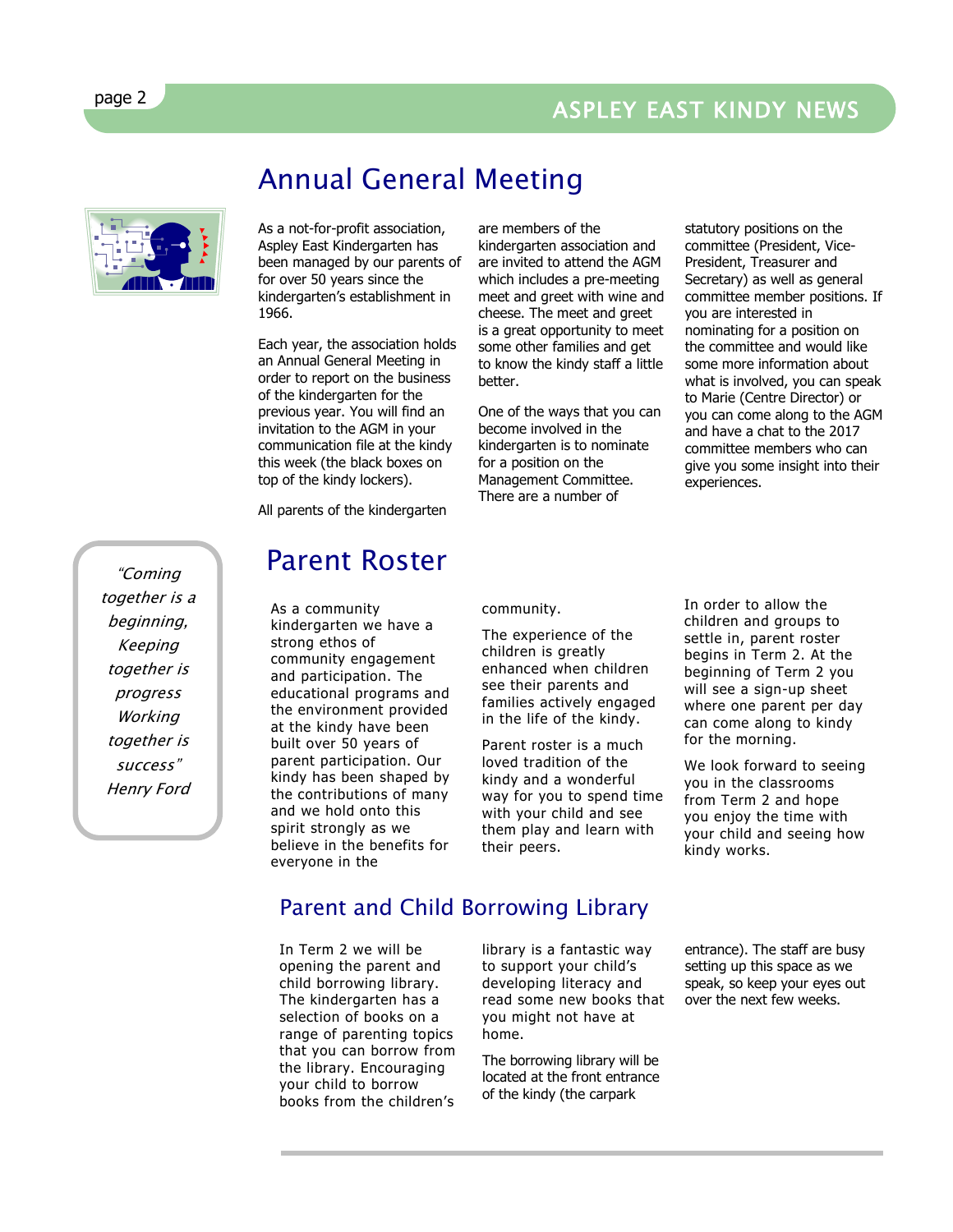## Annual General Meeting

As a not-for-profit association, Aspley East Kindergarten has been managed by our parents of for over 50 years since the kindergarten's establishment in 1966.

Each year, the association holds an Annual General Meeting in order to report on the business of the kindergarten for the previous year. You will find an invitation to the AGM in your communication file at the kindy this week (the black boxes on top of the kindy lockers).

All parents of the kindergarten are members of the kindergarten association and are invited to attend the AGM which includes a pre-meeting meet and greet with wine and cheese. The meet and greet is a great opportunity to meet some other families and get to know the kindy staff a little better.

One of the ways that you can become involved in the kindergarten is to nominate for a position on the Management Committee. There are a number of statutory positions on the committee (President, Vice-President, Treasurer and Secretary) as well as general committee member positions. If you are interested in nominating for a position on the committee and would like some more information about what is involved, you can speak to Marie (Centre Director) or you can come along to the AGM and have a chat to the 2017 committee members who can give you some insight into their experiences.

> *"Coming together is a beginning, Keeping together is progress Working together is success" Henry Ford*

## Parent Roster

As a community kindergarten we have a strong ethos of community engagement and participation. The educational programs and the environment provided at the kindy have been built over 50 years of parent participation. Our kindy has been shaped by the contributions of many and we hold onto this spirit strongly as we believe in the benefits for everyone in the community.

The experience of the children is greatly enhanced when children see their parents and families actively engaged in the life of the kindy.

Parent roster is a much loved tradition of the kindy and a wonderful way for you to spend time with your child and see them play and learn with their peers.

In order to allow the children and groups to settle in, parent roster begins in Term 2. At the beginning of Term 2 you will see a sign-up sheet where one parent per day can come along to kindy for the morning.

We look forward to seeing you in the classrooms from Term 2 and hope you enjoy the time with your child and seeing how kindy works.

## Parent and Child Borrowing Library

In Term 2 we will be opening the parent and child borrowing library. The kindergarten has a selection of books on a range of parenting topics that you can borrow from the library. Encouraging your child to borrow books from the children's library is a fantastic way to support your child's developing literacy and read some new books that you might not have at home.

The borrowing library will be located at the front entrance of the kindy (the carpark entrance). The staff are busy setting up this space as we speak, so keep your eyes out over the next few weeks.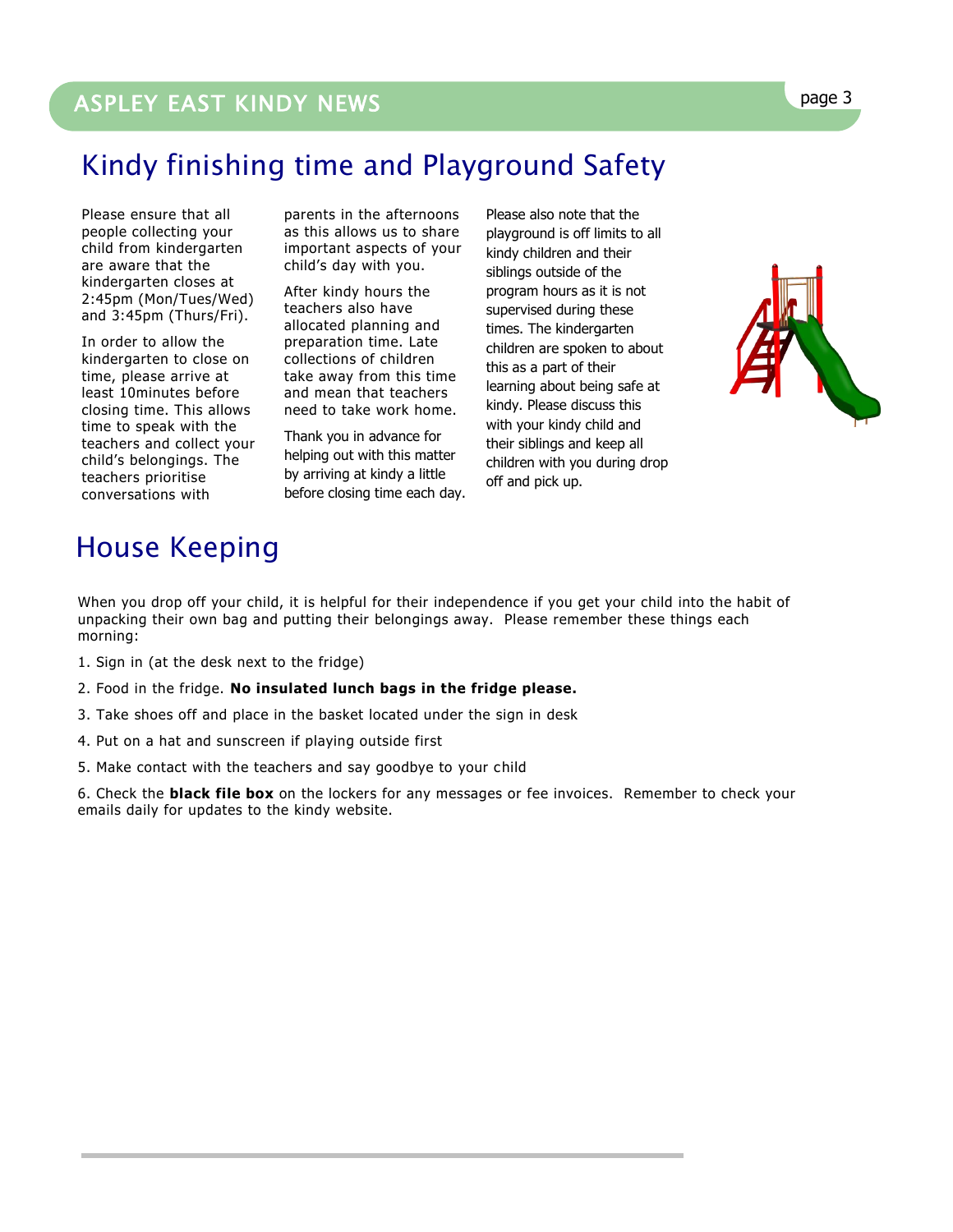# Kindy finishing time and Playground Safety

Please ensure that all people collecting your child from kindergarten are aware that the kindergarten closes at 2:45pm (Mon/Tues/Wed) and 3:45pm (Thurs/Fri).

In order to allow the kindergarten to close on time, please arrive at least 10minutes before closing time. This allows time to speak with the teachers and collect your child's belongings. The teachers prioritise conversations with parents in the afternoons as this allows us to share important aspects of your child's day with you.

After kindy hours the teachers also have allocated planning and preparation time. Late collections of children take away from this time and mean that teachers need to take work home.

Thank you in advance for helping out with this matter by arriving at kindy a little before closing time each day.

Please also note that the playground is off limits to all kindy children and their siblings outside of the program hours as it is not supervised during these times. The kindergarten children are spoken to about this as a part of their learning about being safe at kindy. Please discuss this with your kindy child and their siblings and keep all children with you during drop off and pick up.

# House Keeping

When you drop off your child, it is helpful for their independence if you get your child into the habit of unpacking their own bag and putting their belongings away. Please remember these things each morning:

1. Sign in (at the desk next to the fridge)
2. Food in the fridge. **No insulated lunch bags in the fridge please.**
3. Take shoes off and place in the basket located under the sign in desk
4. Put on a hat and sunscreen if playing outside first
5. Make contact with the teachers and say goodbye to your child
6. Check the **black file box** on the lockers for any messages or fee invoices. Remember to check your emails daily for updates to the kindy website.